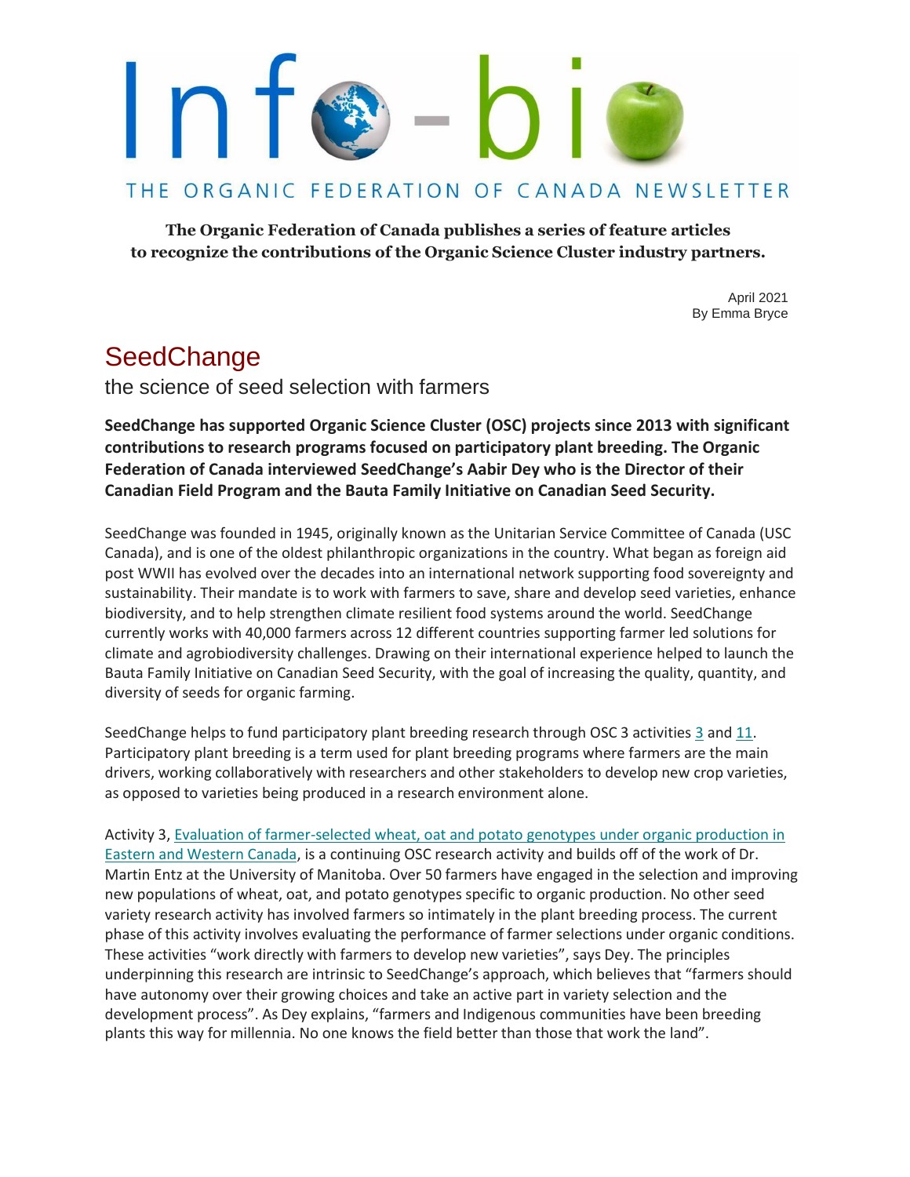# Info-bio

THE ORGANIC FEDERATION OF CANADA NEWSLETTER

**The Organic Federation of Canada publishes a series of feature articles to recognize the contributions of the Organic Science Cluster industry partners.**

April 2021
By Emma Bryce

## SeedChange

the science of seed selection with farmers

**SeedChange has supported Organic Science Cluster (OSC) projects since 2013 with significant contributions to research programs focused on participatory plant breeding. The Organic Federation of Canada interviewed SeedChange's Aabir Dey who is the Director of their Canadian Field Program and the Bauta Family Initiative on Canadian Seed Security.**

SeedChange was founded in 1945, originally known as the Unitarian Service Committee of Canada (USC Canada), and is one of the oldest philanthropic organizations in the country. What began as foreign aid post WWII has evolved over the decades into an international network supporting food sovereignty and sustainability. Their mandate is to work with farmers to save, share and develop seed varieties, enhance biodiversity, and to help strengthen climate resilient food systems around the world. SeedChange currently works with 40,000 farmers across 12 different countries supporting farmer led solutions for climate and agrobiodiversity challenges. Drawing on their international experience helped to launch the Bauta Family Initiative on Canadian Seed Security, with the goal of increasing the quality, quantity, and diversity of seeds for organic farming.

SeedChange helps to fund participatory plant breeding research through OSC 3 activities 3 and 11. Participatory plant breeding is a term used for plant breeding programs where farmers are the main drivers, working collaboratively with researchers and other stakeholders to develop new crop varieties, as opposed to varieties being produced in a research environment alone.

Activity 3, Evaluation of farmer-selected wheat, oat and potato genotypes under organic production in Eastern and Western Canada, is a continuing OSC research activity and builds off of the work of Dr. Martin Entz at the University of Manitoba. Over 50 farmers have engaged in the selection and improving new populations of wheat, oat, and potato genotypes specific to organic production. No other seed variety research activity has involved farmers so intimately in the plant breeding process. The current phase of this activity involves evaluating the performance of farmer selections under organic conditions. These activities "work directly with farmers to develop new varieties", says Dey. The principles underpinning this research are intrinsic to SeedChange's approach, which believes that "farmers should have autonomy over their growing choices and take an active part in variety selection and the development process". As Dey explains, "farmers and Indigenous communities have been breeding plants this way for millennia. No one knows the field better than those that work the land".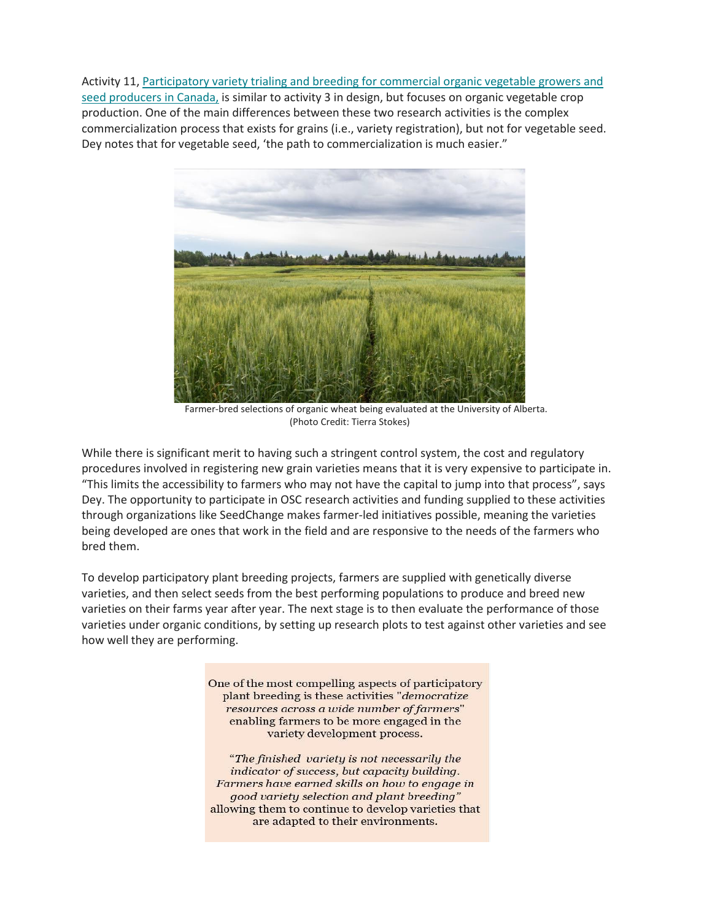Activity 11, [Participatory variety trialing and breeding for commercial organic vegetable growers and seed producers in Canada,]() is similar to activity 3 in design, but focuses on organic vegetable crop production. One of the main differences between these two research activities is the complex commercialization process that exists for grains (i.e., variety registration), but not for vegetable seed. Dey notes that for vegetable seed, 'the path to commercialization is much easier."

Farmer-bred selections of organic wheat being evaluated at the University of Alberta. (Photo Credit: Tierra Stokes)

While there is significant merit to having such a stringent control system, the cost and regulatory procedures involved in registering new grain varieties means that it is very expensive to participate in. "This limits the accessibility to farmers who may not have the capital to jump into that process", says Dey. The opportunity to participate in OSC research activities and funding supplied to these activities through organizations like SeedChange makes farmer-led initiatives possible, meaning the varieties being developed are ones that work in the field and are responsive to the needs of the farmers who bred them.

To develop participatory plant breeding projects, farmers are supplied with genetically diverse varieties, and then select seeds from the best performing populations to produce and breed new varieties on their farms year after year. The next stage is to then evaluate the performance of those varieties under organic conditions, by setting up research plots to test against other varieties and see how well they are performing.

One of the most compelling aspects of participatory plant breeding is these activities "*democratize resources across a wide number of farmers*" enabling farmers to be more engaged in the variety development process.

"*The finished variety is not necessarily the indicator of success, but capacity building. Farmers have earned skills on how to engage in good variety selection and plant breeding*" allowing them to continue to develop varieties that are adapted to their environments.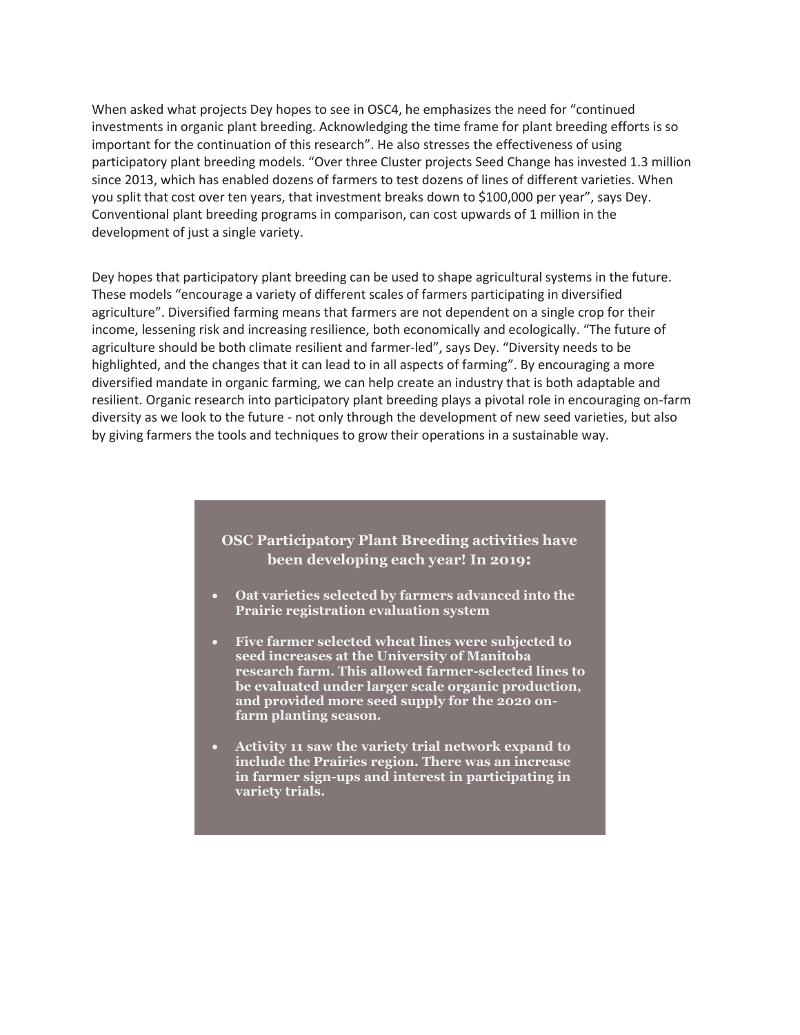When asked what projects Dey hopes to see in OSC4, he emphasizes the need for "continued investments in organic plant breeding. Acknowledging the time frame for plant breeding efforts is so important for the continuation of this research". He also stresses the effectiveness of using participatory plant breeding models. "Over three Cluster projects Seed Change has invested 1.3 million since 2013, which has enabled dozens of farmers to test dozens of lines of different varieties. When you split that cost over ten years, that investment breaks down to $100,000 per year", says Dey. Conventional plant breeding programs in comparison, can cost upwards of 1 million in the development of just a single variety.

Dey hopes that participatory plant breeding can be used to shape agricultural systems in the future. These models "encourage a variety of different scales of farmers participating in diversified agriculture". Diversified farming means that farmers are not dependent on a single crop for their income, lessening risk and increasing resilience, both economically and ecologically. "The future of agriculture should be both climate resilient and farmer-led", says Dey. "Diversity needs to be highlighted, and the changes that it can lead to in all aspects of farming". By encouraging a more diversified mandate in organic farming, we can help create an industry that is both adaptable and resilient. Organic research into participatory plant breeding plays a pivotal role in encouraging on-farm diversity as we look to the future - not only through the development of new seed varieties, but also by giving farmers the tools and techniques to grow their operations in a sustainable way.

**OSC Participatory Plant Breeding activities have been developing each year! In 2019:**

- **Oat varieties selected by farmers advanced into the Prairie registration evaluation system**
- **Five farmer selected wheat lines were subjected to seed increases at the University of Manitoba research farm. This allowed farmer-selected lines to be evaluated under larger scale organic production, and provided more seed supply for the 2020 on-farm planting season.**
- **Activity 11 saw the variety trial network expand to include the Prairies region. There was an increase in farmer sign-ups and interest in participating in variety trials.**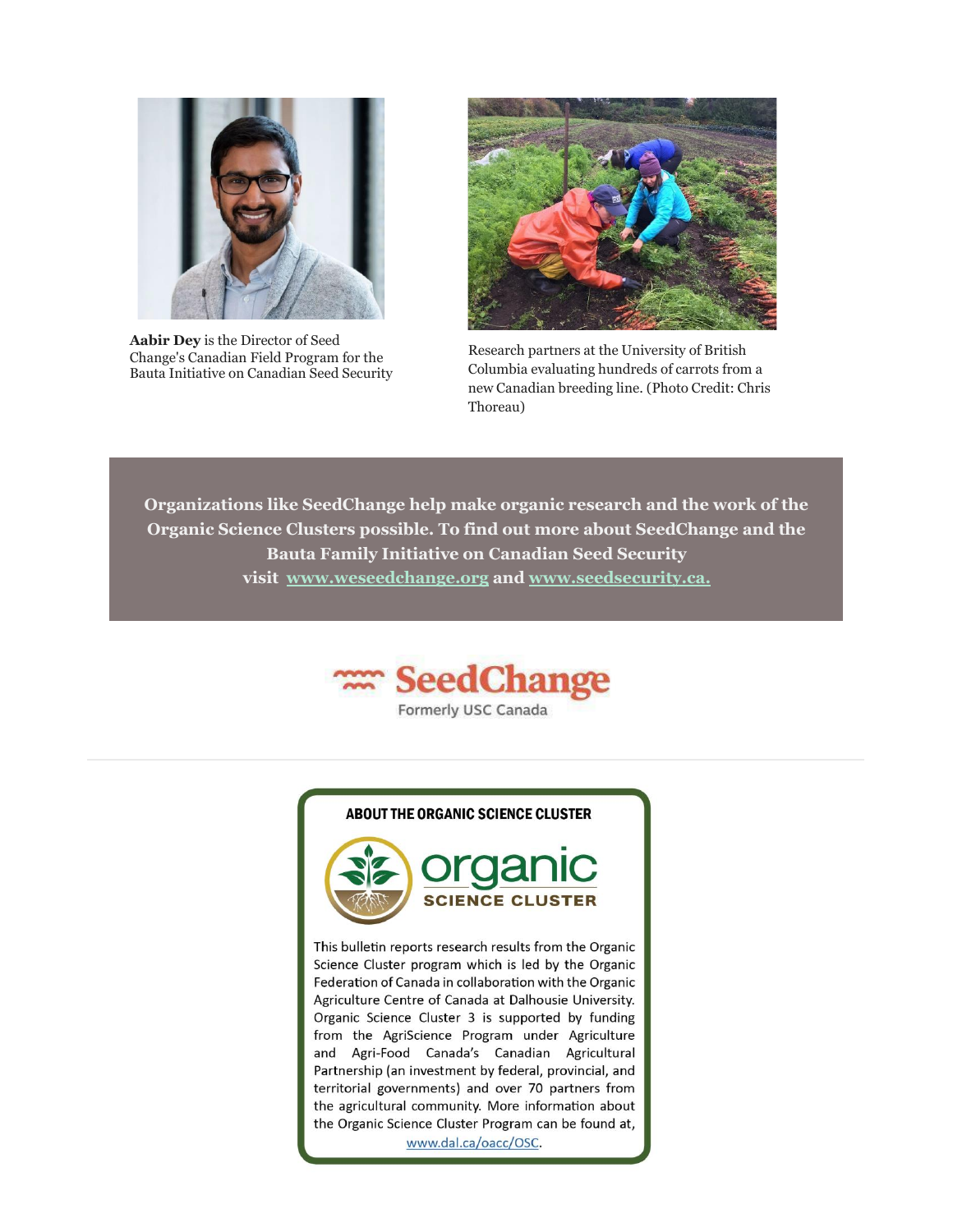**Aabir Dey** is the Director of Seed Change's Canadian Field Program for the Bauta Initiative on Canadian Seed Security

Research partners at the University of British Columbia evaluating hundreds of carrots from a new Canadian breeding line. (Photo Credit: Chris Thoreau)

**Organizations like SeedChange help make organic research and the work of the Organic Science Clusters possible. To find out more about SeedChange and the Bauta Family Initiative on Canadian Seed Security visit [www.weseedchange.org](http://www.weseedchange.org) and [www.seedsecurity.ca.](http://www.seedsecurity.ca)**

SeedChange

Formerly USC Canada

---

**ABOUT THE ORGANIC SCIENCE CLUSTER**

organic SCIENCE CLUSTER

This bulletin reports research results from the Organic Science Cluster program which is led by the Organic Federation of Canada in collaboration with the Organic Agriculture Centre of Canada at Dalhousie University. Organic Science Cluster 3 is supported by funding from the AgriScience Program under Agriculture and Agri-Food Canada's Canadian Agricultural Partnership (an investment by federal, provincial, and territorial governments) and over 70 partners from the agricultural community. More information about the Organic Science Cluster Program can be found at, [www.dal.ca/oacc/OSC](http://www.dal.ca/oacc/OSC).